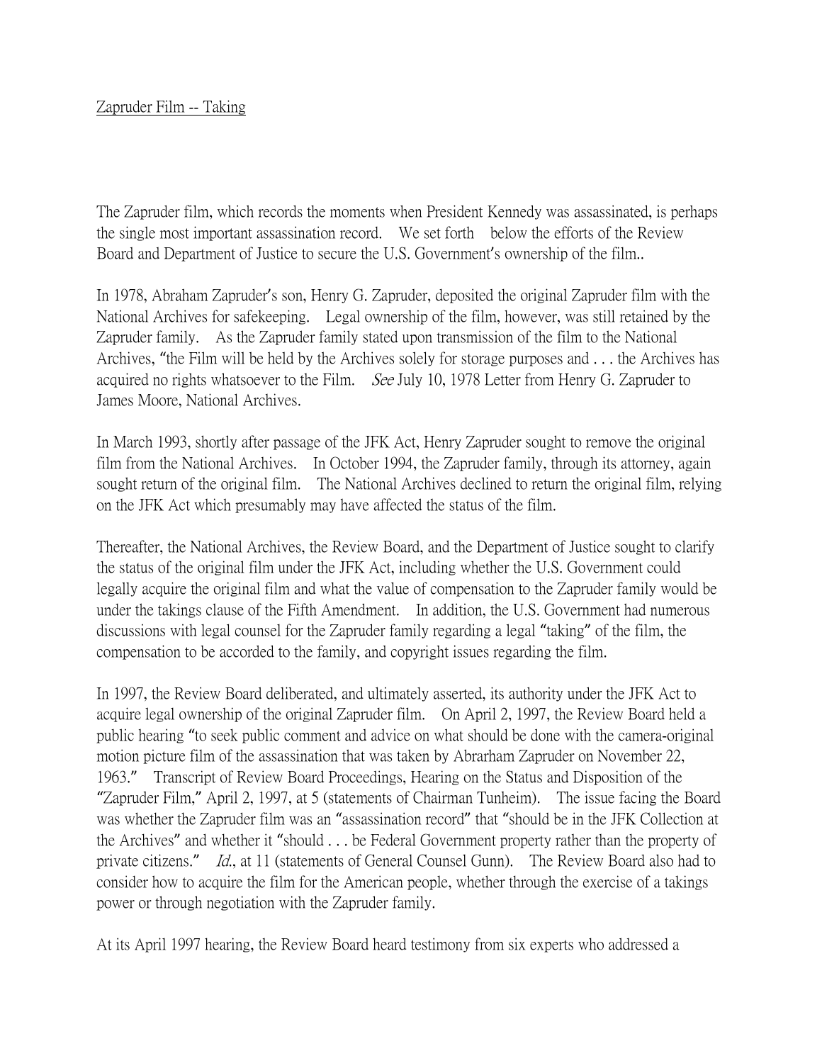Zapruder Film -- Taking

The Zapruder film, which records the moments when President Kennedy was assassinated, is perhaps the single most important assassination record. We set forth below the efforts of the Review Board and Department of Justice to secure the U.S. Government's ownership of the film..

In 1978, Abraham Zapruder's son, Henry G. Zapruder, deposited the original Zapruder film with the National Archives for safekeeping. Legal ownership of the film, however, was still retained by the Zapruder family. As the Zapruder family stated upon transmission of the film to the National Archives, "the Film will be held by the Archives solely for storage purposes and . . . the Archives has acquired no rights whatsoever to the Film. *See* July 10, 1978 Letter from Henry G. Zapruder to James Moore, National Archives.

In March 1993, shortly after passage of the JFK Act, Henry Zapruder sought to remove the original film from the National Archives. In October 1994, the Zapruder family, through its attorney, again sought return of the original film. The National Archives declined to return the original film, relying on the JFK Act which presumably may have affected the status of the film.

Thereafter, the National Archives, the Review Board, and the Department of Justice sought to clarify the status of the original film under the JFK Act, including whether the U.S. Government could legally acquire the original film and what the value of compensation to the Zapruder family would be under the takings clause of the Fifth Amendment. In addition, the U.S. Government had numerous discussions with legal counsel for the Zapruder family regarding a legal "taking" of the film, the compensation to be accorded to the family, and copyright issues regarding the film.

In 1997, the Review Board deliberated, and ultimately asserted, its authority under the JFK Act to acquire legal ownership of the original Zapruder film. On April 2, 1997, the Review Board held a public hearing "to seek public comment and advice on what should be done with the camera-original motion picture film of the assassination that was taken by Abrarham Zapruder on November 22, 1963." Transcript of Review Board Proceedings, Hearing on the Status and Disposition of the "Zapruder Film," April 2, 1997, at 5 (statements of Chairman Tunheim). The issue facing the Board was whether the Zapruder film was an "assassination record" that "should be in the JFK Collection at the Archives" and whether it "should . . . be Federal Government property rather than the property of private citizens." *Id.*, at 11 (statements of General Counsel Gunn). The Review Board also had to consider how to acquire the film for the American people, whether through the exercise of a takings power or through negotiation with the Zapruder family.

At its April 1997 hearing, the Review Board heard testimony from six experts who addressed a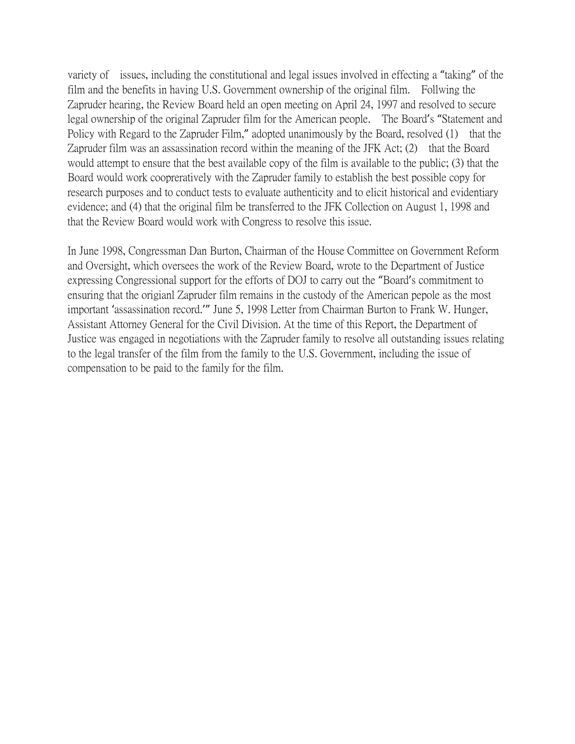variety of issues, including the constitutional and legal issues involved in effecting a "taking" of the film and the benefits in having U.S. Government ownership of the original film. Follwing the Zapruder hearing, the Review Board held an open meeting on April 24, 1997 and resolved to secure legal ownership of the original Zapruder film for the American people. The Board's "Statement and Policy with Regard to the Zapruder Film," adopted unanimously by the Board, resolved (1) that the Zapruder film was an assassination record within the meaning of the JFK Act; (2) that the Board would attempt to ensure that the best available copy of the film is available to the public; (3) that the Board would work coopreratively with the Zapruder family to establish the best possible copy for research purposes and to conduct tests to evaluate authenticity and to elicit historical and evidentiary evidence; and (4) that the original film be transferred to the JFK Collection on August 1, 1998 and that the Review Board would work with Congress to resolve this issue.

In June 1998, Congressman Dan Burton, Chairman of the House Committee on Government Reform and Oversight, which oversees the work of the Review Board, wrote to the Department of Justice expressing Congressional support for the efforts of DOJ to carry out the "Board's commitment to ensuring that the origianl Zapruder film remains in the custody of the American pepole as the most important 'assassination record.'" June 5, 1998 Letter from Chairman Burton to Frank W. Hunger, Assistant Attorney General for the Civil Division. At the time of this Report, the Department of Justice was engaged in negotiations with the Zapruder family to resolve all outstanding issues relating to the legal transfer of the film from the family to the U.S. Government, including the issue of compensation to be paid to the family for the film.